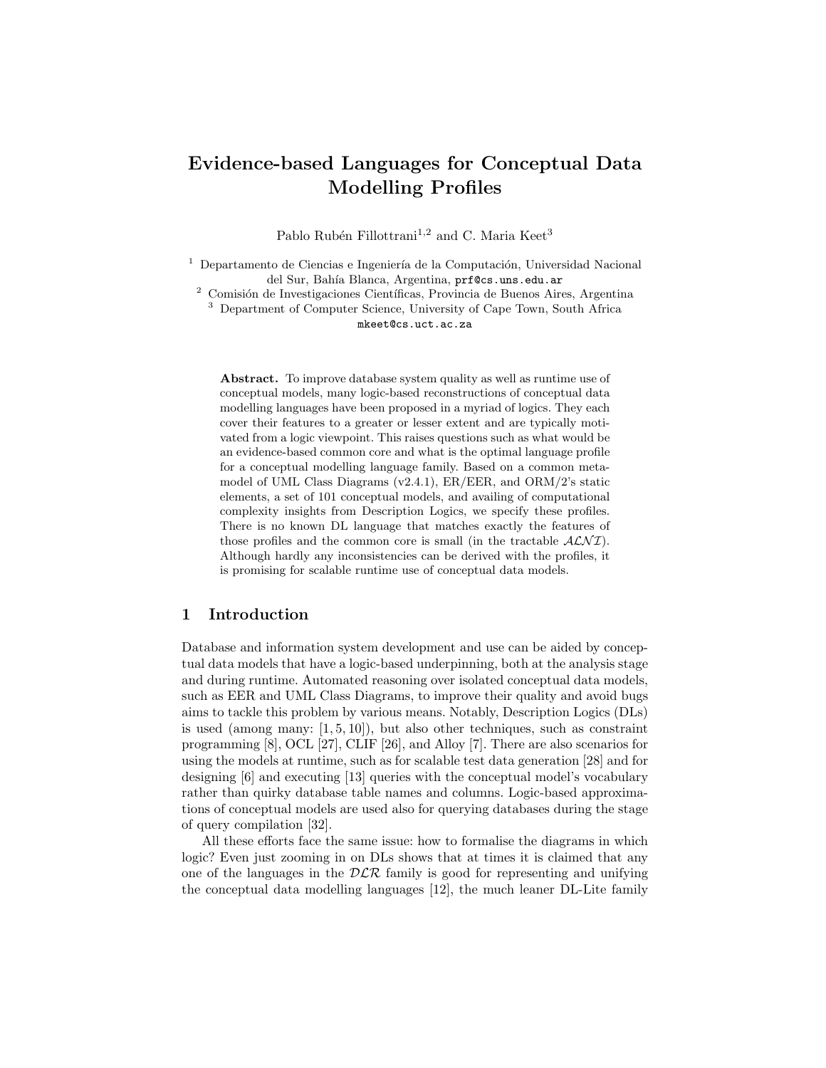# Evidence-based Languages for Conceptual Data Modelling Profiles

Pablo Rubén Fillottrani[1,2] and C. Maria Keet[3]

[1] Departamento de Ciencias e Ingeniería de la Computación, Universidad Nacional del Sur, Bahía Blanca, Argentina, prf@cs.uns.edu.ar

[2] Comisión de Investigaciones Científicas, Provincia de Buenos Aires, Argentina

[3] Department of Computer Science, University of Cape Town, South Africa mkeet@cs.uct.ac.za

**Abstract.** To improve database system quality as well as runtime use of conceptual models, many logic-based reconstructions of conceptual data modelling languages have been proposed in a myriad of logics. They each cover their features to a greater or lesser extent and are typically motivated from a logic viewpoint. This raises questions such as what would be an evidence-based common core and what is the optimal language profile for a conceptual modelling language family. Based on a common metamodel of UML Class Diagrams (v2.4.1), ER/EER, and ORM/2's static elements, a set of 101 conceptual models, and availing of computational complexity insights from Description Logics, we specify these profiles. There is no known DL language that matches exactly the features of those profiles and the common core is small (in the tractable $\mathcal{ALNI}$). Although hardly any inconsistencies can be derived with the profiles, it is promising for scalable runtime use of conceptual data models.

## 1 Introduction

Database and information system development and use can be aided by conceptual data models that have a logic-based underpinning, both at the analysis stage and during runtime. Automated reasoning over isolated conceptual data models, such as EER and UML Class Diagrams, to improve their quality and avoid bugs aims to tackle this problem by various means. Notably, Description Logics (DLs) is used (among many: [1, 5, 10]), but also other techniques, such as constraint programming [8], OCL [27], CLIF [26], and Alloy [7]. There are also scenarios for using the models at runtime, such as for scalable test data generation [28] and for designing [6] and executing [13] queries with the conceptual model's vocabulary rather than quirky database table names and columns. Logic-based approximations of conceptual models are used also for querying databases during the stage of query compilation [32].

All these efforts face the same issue: how to formalise the diagrams in which logic? Even just zooming in on DLs shows that at times it is claimed that any one of the languages in the $\mathcal{DLR}$ family is good for representing and unifying the conceptual data modelling languages [12], the much leaner DL-Lite family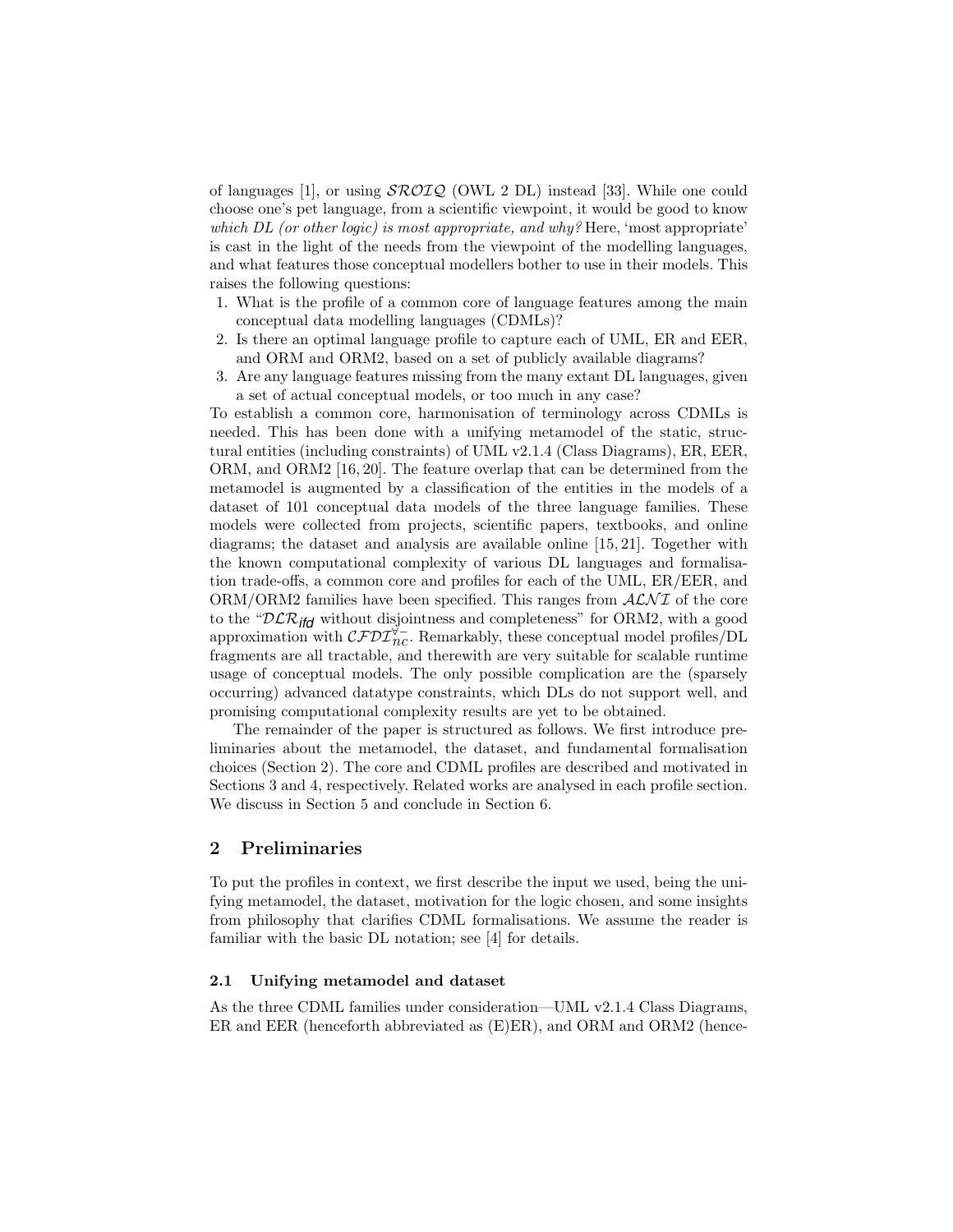of languages [1], or using $\mathcal{SROIQ}$ (OWL 2 DL) instead [33]. While one could choose one's pet language, from a scientific viewpoint, it would be good to know *which DL (or other logic) is most appropriate, and why?* Here, 'most appropriate' is cast in the light of the needs from the viewpoint of the modelling languages, and what features those conceptual modellers bother to use in their models. This raises the following questions:

1. What is the profile of a common core of language features among the main conceptual data modelling languages (CDMLs)?
2. Is there an optimal language profile to capture each of UML, ER and EER, and ORM and ORM2, based on a set of publicly available diagrams?
3. Are any language features missing from the many extant DL languages, given a set of actual conceptual models, or too much in any case?

To establish a common core, harmonisation of terminology across CDMLs is needed. This has been done with a unifying metamodel of the static, structural entities (including constraints) of UML v2.1.4 (Class Diagrams), ER, EER, ORM, and ORM2 [16, 20]. The feature overlap that can be determined from the metamodel is augmented by a classification of the entities in the models of a dataset of 101 conceptual data models of the three language families. These models were collected from projects, scientific papers, textbooks, and online diagrams; the dataset and analysis are available online [15, 21]. Together with the known computational complexity of various DL languages and formalisation trade-offs, a common core and profiles for each of the UML, ER/EER, and ORM/ORM2 families have been specified. This ranges from $\mathcal{ALNI}$ of the core to the "$\mathcal{DLR}_{\mathit{ifd}}$ without disjointness and completeness" for ORM2, with a good approximation with $\mathcal{CFDI}_{nc}^{\forall -}$. Remarkably, these conceptual model profiles/DL fragments are all tractable, and therewith are very suitable for scalable runtime usage of conceptual models. The only possible complication are the (sparsely occurring) advanced datatype constraints, which DLs do not support well, and promising computational complexity results are yet to be obtained.

The remainder of the paper is structured as follows. We first introduce preliminaries about the metamodel, the dataset, and fundamental formalisation choices (Section 2). The core and CDML profiles are described and motivated in Sections 3 and 4, respectively. Related works are analysed in each profile section. We discuss in Section 5 and conclude in Section 6.

## 2 Preliminaries

To put the profiles in context, we first describe the input we used, being the unifying metamodel, the dataset, motivation for the logic chosen, and some insights from philosophy that clarifies CDML formalisations. We assume the reader is familiar with the basic DL notation; see [4] for details.

### 2.1 Unifying metamodel and dataset

As the three CDML families under consideration—UML v2.1.4 Class Diagrams, ER and EER (henceforth abbreviated as (E)ER), and ORM and ORM2 (hence-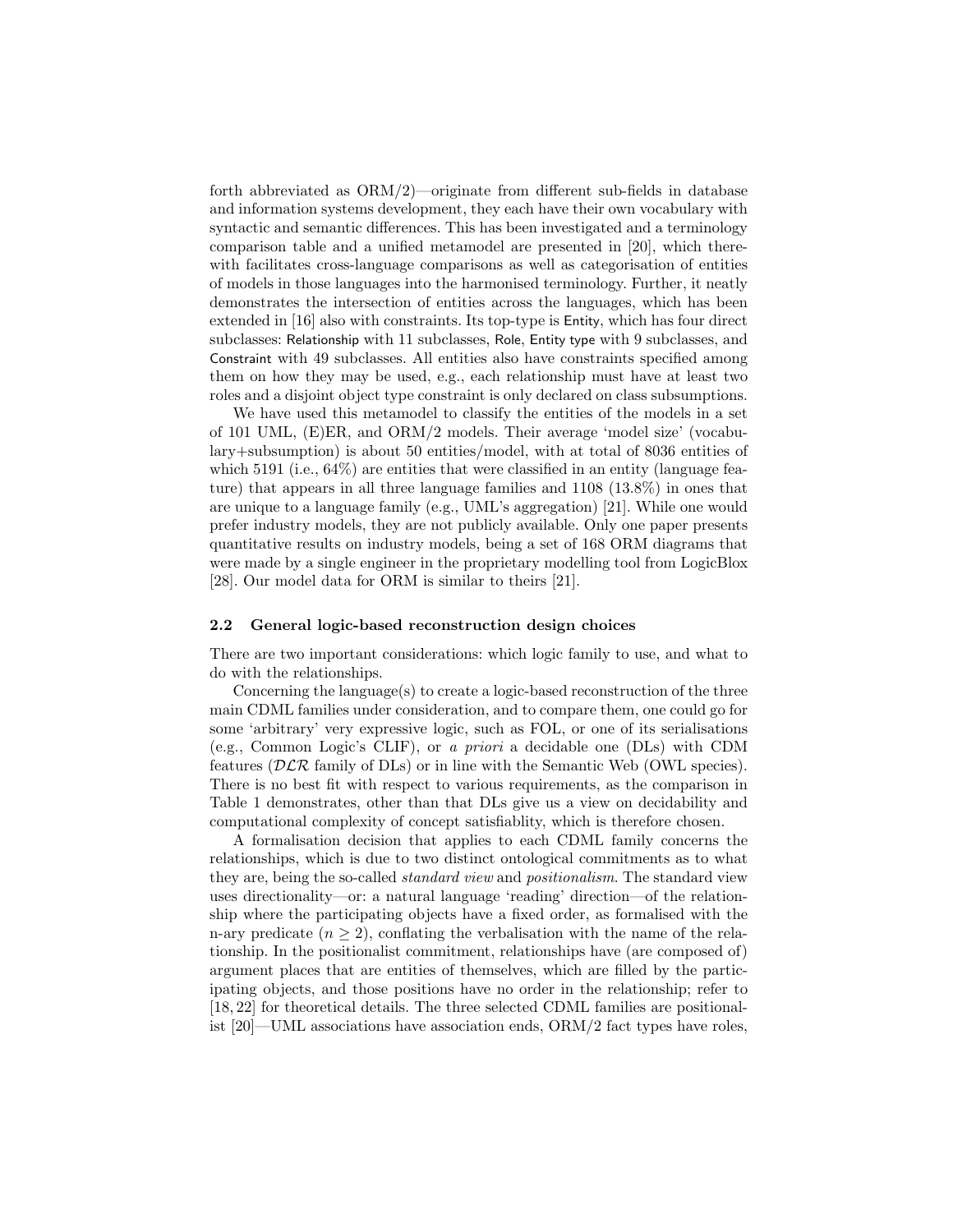forth abbreviated as ORM/2)—originate from different sub-fields in database and information systems development, they each have their own vocabulary with syntactic and semantic differences. This has been investigated and a terminology comparison table and a unified metamodel are presented in [20], which therewith facilitates cross-language comparisons as well as categorisation of entities of models in those languages into the harmonised terminology. Further, it neatly demonstrates the intersection of entities across the languages, which has been extended in [16] also with constraints. Its top-type is Entity, which has four direct subclasses: Relationship with 11 subclasses, Role, Entity type with 9 subclasses, and Constraint with 49 subclasses. All entities also have constraints specified among them on how they may be used, e.g., each relationship must have at least two roles and a disjoint object type constraint is only declared on class subsumptions.

We have used this metamodel to classify the entities of the models in a set of 101 UML, (E)ER, and ORM/2 models. Their average 'model size' (vocabulary+subsumption) is about 50 entities/model, with at total of 8036 entities of which 5191 (i.e., 64%) are entities that were classified in an entity (language feature) that appears in all three language families and 1108 (13.8%) in ones that are unique to a language family (e.g., UML's aggregation) [21]. While one would prefer industry models, they are not publicly available. Only one paper presents quantitative results on industry models, being a set of 168 ORM diagrams that were made by a single engineer in the proprietary modelling tool from LogicBlox [28]. Our model data for ORM is similar to theirs [21].

### 2.2 General logic-based reconstruction design choices

There are two important considerations: which logic family to use, and what to do with the relationships.

Concerning the language(s) to create a logic-based reconstruction of the three main CDML families under consideration, and to compare them, one could go for some 'arbitrary' very expressive logic, such as FOL, or one of its serialisations (e.g., Common Logic's CLIF), or *a priori* a decidable one (DLs) with CDM features ($\mathcal{DLR}$ family of DLs) or in line with the Semantic Web (OWL species). There is no best fit with respect to various requirements, as the comparison in Table 1 demonstrates, other than that DLs give us a view on decidability and computational complexity of concept satisfiablity, which is therefore chosen.

A formalisation decision that applies to each CDML family concerns the relationships, which is due to two distinct ontological commitments as to what they are, being the so-called *standard view* and *positionalism*. The standard view uses directionality—or: a natural language 'reading' direction—of the relationship where the participating objects have a fixed order, as formalised with the n-ary predicate ($n \geq 2$), conflating the verbalisation with the name of the relationship. In the positionalist commitment, relationships have (are composed of) argument places that are entities of themselves, which are filled by the participating objects, and those positions have no order in the relationship; refer to [18, 22] for theoretical details. The three selected CDML families are positionalist [20]—UML associations have association ends, ORM/2 fact types have roles,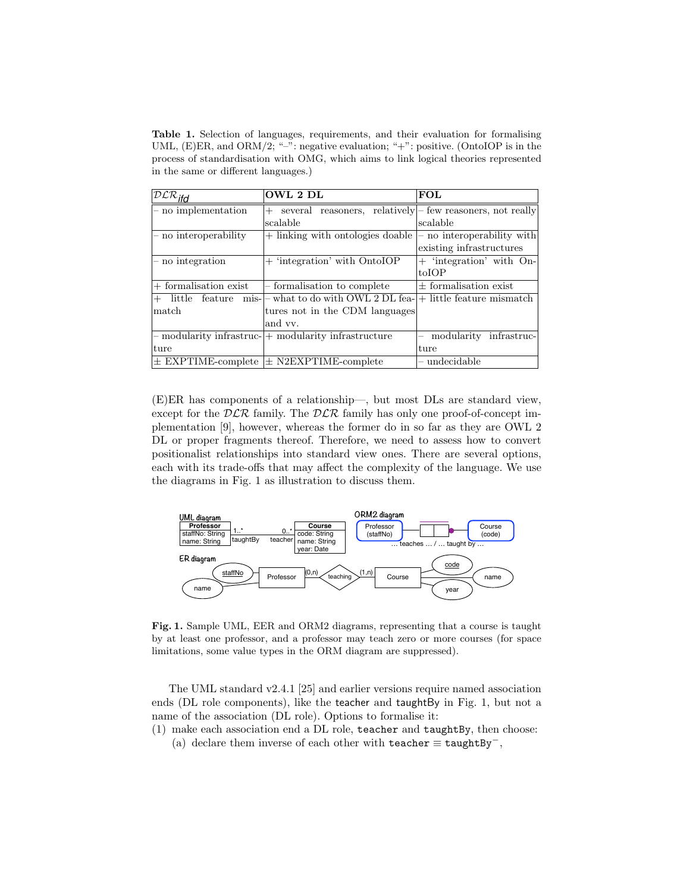**Table 1.** Selection of languages, requirements, and their evaluation for formalising UML, (E)ER, and ORM/2; "–": negative evaluation; "+": positive. (OntoIOP is in the process of standardisation with OMG, which aims to link logical theories represented in the same or different languages.)

| $\mathcal{DLR}_{ifd}$ | **OWL 2 DL** | **FOL** |
|---|---|---|
| – no implementation | + several reasoners, relatively scalable | – few reasoners, not really scalable |
| – no interoperability | + linking with ontologies doable | – no interoperability with existing infrastructures |
| – no integration | + 'integration' with OntoIOP | + 'integration' with OntoIOP |
| + formalisation exist | – formalisation to complete | ± formalisation exist |
| + little feature mismatch | – what to do with OWL 2 DL features not in the CDM languages and vv. | + little feature mismatch |
| – modularity infrastructure | + modularity infrastructure | – modularity infrastructure |
| ± EXPTIME-complete | ± N2EXPTIME-complete | – undecidable |

(E)ER has components of a relationship—, but most DLs are standard view, except for the $\mathcal{DLR}$ family. The $\mathcal{DLR}$ family has only one proof-of-concept implementation [9], however, whereas the former do in so far as they are OWL 2 DL or proper fragments thereof. Therefore, we need to assess how to convert positionalist relationships into standard view ones. There are several options, each with its trade-offs that may affect the complexity of the language. We use the diagrams in Fig. 1 as illustration to discuss them.

**Fig. 1.** Sample UML, EER and ORM2 diagrams, representing that a course is taught by at least one professor, and a professor may teach zero or more courses (for space limitations, some value types in the ORM diagram are suppressed).

The UML standard v2.4.1 [25] and earlier versions require named association ends (DL role components), like the taughtBy and teacher in Fig. 1, but not a name of the association (DL role). Options to formalise it:

(1) make each association end a DL role, `teacher` and `taughtBy`, then choose:

  (a) declare them inverse of each other with `teacher` $\equiv$ `taughtBy`$^-$,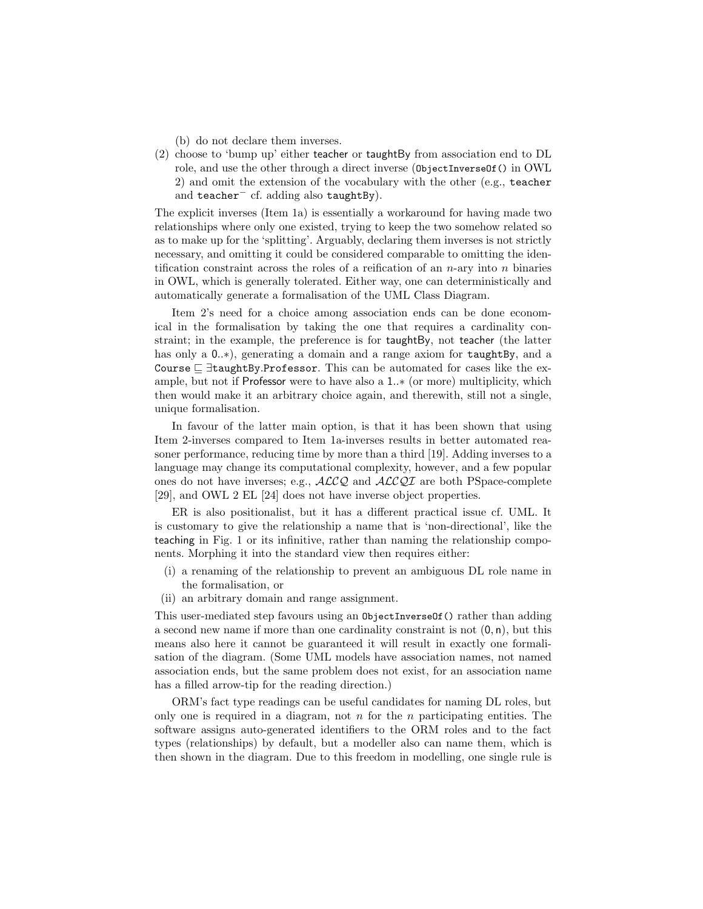(b) do not declare them inverses.

(2) choose to 'bump up' either teacher or taughtBy from association end to DL role, and use the other through a direct inverse (`ObjectInverseOf()` in OWL 2) and omit the extension of the vocabulary with the other (e.g., `teacher` and `teacher`$^{-}$ cf. adding also `taughtBy`).

The explicit inverses (Item 1a) is essentially a workaround for having made two relationships where only one existed, trying to keep the two somehow related so as to make up for the 'splitting'. Arguably, declaring them inverses is not strictly necessary, and omitting it could be considered comparable to omitting the identification constraint across the roles of a reification of an $n$-ary into $n$ binaries in OWL, which is generally tolerated. Either way, one can deterministically and automatically generate a formalisation of the UML Class Diagram.

Item 2's need for a choice among association ends can be done economical in the formalisation by taking the one that requires a cardinality constraint; in the example, the preference is for taughtBy, not teacher (the latter has only a 0..$*$), generating a domain and a range axiom for `taughtBy`, and a `Course` $\sqsubseteq \exists$`taughtBy.Professor`. This can be automated for cases like the example, but not if Professor were to have also a 1..$*$ (or more) multiplicity, which then would make it an arbitrary choice again, and therewith, still not a single, unique formalisation.

In favour of the latter main option, is that it has been shown that using Item 2-inverses compared to Item 1a-inverses results in better automated reasoner performance, reducing time by more than a third [19]. Adding inverses to a language may change its computational complexity, however, and a few popular ones do not have inverses; e.g., $\mathcal{ALCQ}$ and $\mathcal{ALCQI}$ are both PSpace-complete [29], and OWL 2 EL [24] does not have inverse object properties.

ER is also positionalist, but it has a different practical issue cf. UML. It is customary to give the relationship a name that is 'non-directional', like the teaching in Fig. 1 or its infinitive, rather than naming the relationship components. Morphing it into the standard view then requires either:

(i) a renaming of the relationship to prevent an ambiguous DL role name in the formalisation, or
(ii) an arbitrary domain and range assignment.

This user-mediated step favours using an `ObjectInverseOf()` rather than adding a second new name if more than one cardinality constraint is not $(0, n)$, but this means also here it cannot be guaranteed it will result in exactly one formalisation of the diagram. (Some UML models have association names, not named association ends, but the same problem does not exist, for an association name has a filled arrow-tip for the reading direction.)

ORM's fact type readings can be useful candidates for naming DL roles, but only one is required in a diagram, not $n$ for the $n$ participating entities. The software assigns auto-generated identifiers to the ORM roles and to the fact types (relationships) by default, but a modeller also can name them, which is then shown in the diagram. Due to this freedom in modelling, one single rule is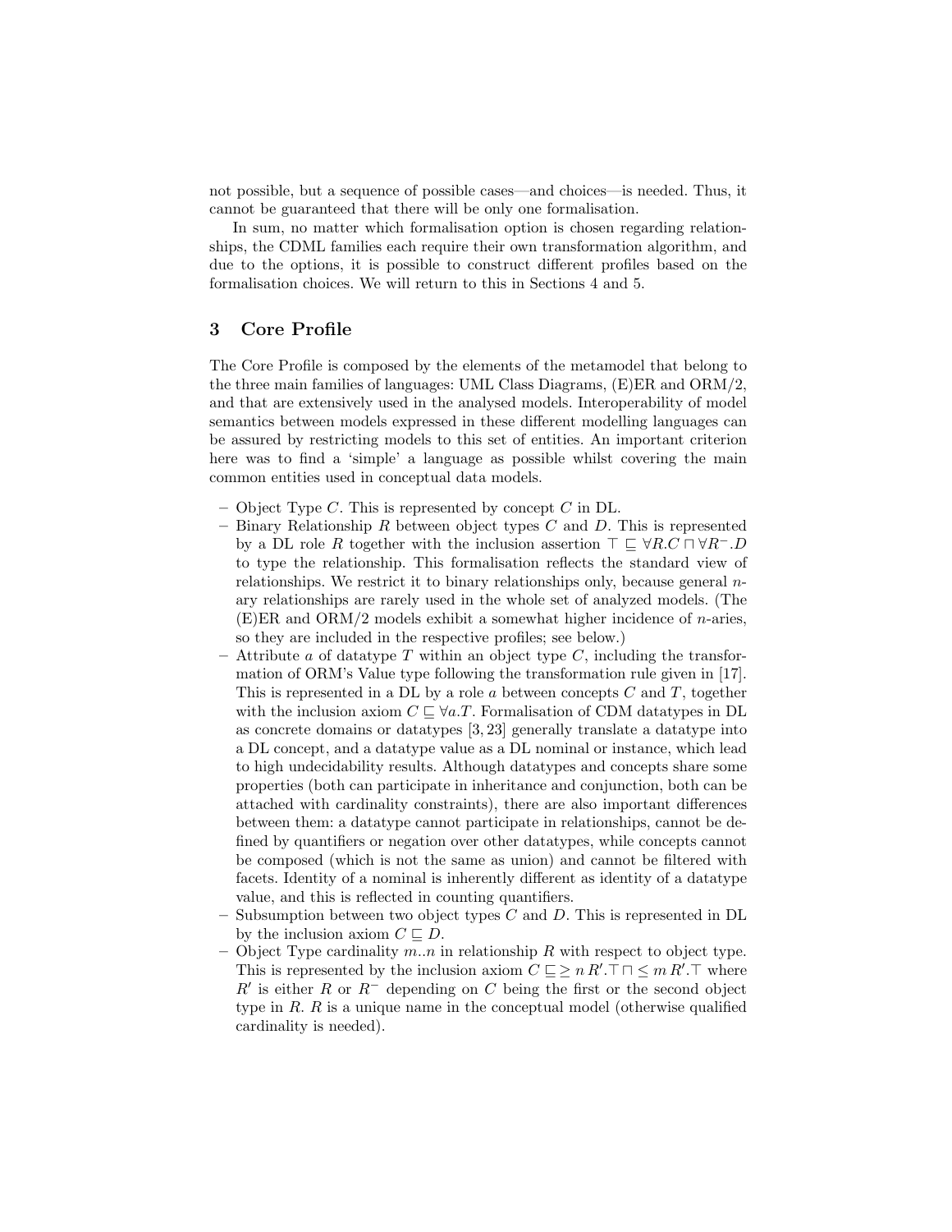not possible, but a sequence of possible cases—and choices—is needed. Thus, it cannot be guaranteed that there will be only one formalisation.

In sum, no matter which formalisation option is chosen regarding relationships, the CDML families each require their own transformation algorithm, and due to the options, it is possible to construct different profiles based on the formalisation choices. We will return to this in Sections 4 and 5.

## 3 Core Profile

The Core Profile is composed by the elements of the metamodel that belong to the three main families of languages: UML Class Diagrams, (E)ER and ORM/2, and that are extensively used in the analysed models. Interoperability of model semantics between models expressed in these different modelling languages can be assured by restricting models to this set of entities. An important criterion here was to find a 'simple' a language as possible whilst covering the main common entities used in conceptual data models.

- Object Type $C$. This is represented by concept $C$ in DL.
- Binary Relationship $R$ between object types $C$ and $D$. This is represented by a DL role $R$ together with the inclusion assertion $\top \sqsubseteq \forall R.C \sqcap \forall R^{-}.D$ to type the relationship. This formalisation reflects the standard view of relationships. We restrict it to binary relationships only, because general $n$-ary relationships are rarely used in the whole set of analyzed models. (The (E)ER and ORM/2 models exhibit a somewhat higher incidence of $n$-aries, so they are included in the respective profiles; see below.)
- Attribute $a$ of datatype $T$ within an object type $C$, including the transformation of ORM's Value type following the transformation rule given in [17]. This is represented in a DL by a role $a$ between concepts $C$ and $T$, together with the inclusion axiom $C \sqsubseteq \forall a.T$. Formalisation of CDM datatypes in DL as concrete domains or datatypes [3, 23] generally translate a datatype into a DL concept, and a datatype value as a DL nominal or instance, which lead to high undecidability results. Although datatypes and concepts share some properties (both can participate in inheritance and conjunction, both can be attached with cardinality constraints), there are also important differences between them: a datatype cannot participate in relationships, cannot be defined by quantifiers or negation over other datatypes, while concepts cannot be composed (which is not the same as union) and cannot be filtered with facets. Identity of a nominal is inherently different as identity of a datatype value, and this is reflected in counting quantifiers.
- Subsumption between two object types $C$ and $D$. This is represented in DL by the inclusion axiom $C \sqsubseteq D$.
- Object Type cardinality $m..n$ in relationship $R$ with respect to object type. This is represented by the inclusion axiom $C \sqsubseteq \geq n\, R'.\top \sqcap \leq m\, R'.\top$ where $R'$ is either $R$ or $R^{-}$ depending on $C$ being the first or the second object type in $R$. $R$ is a unique name in the conceptual model (otherwise qualified cardinality is needed).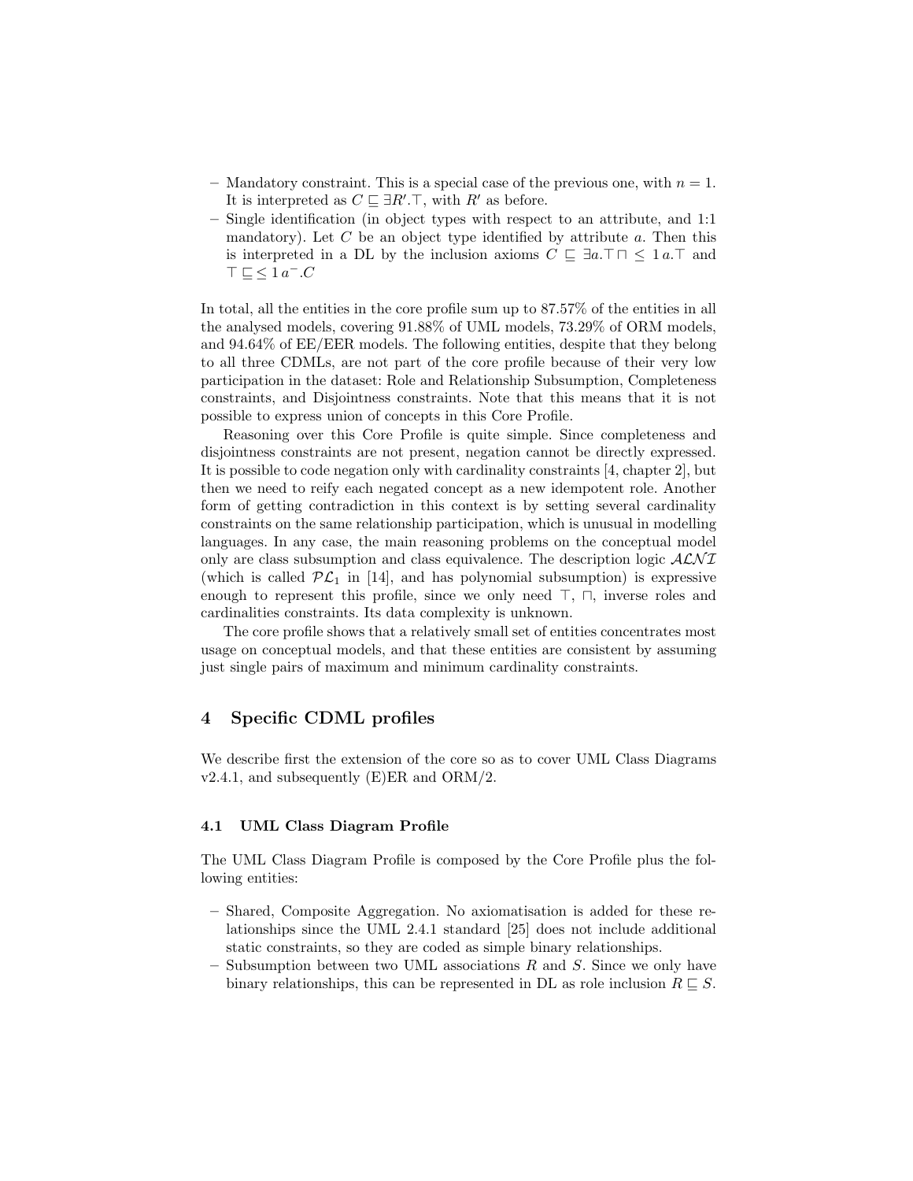– Mandatory constraint. This is a special case of the previous one, with $n = 1$. It is interpreted as $C \sqsubseteq \exists R'.\top$, with $R'$ as before.
– Single identification (in object types with respect to an attribute, and 1:1 mandatory). Let $C$ be an object type identified by attribute $a$. Then this is interpreted in a DL by the inclusion axioms $C \sqsubseteq \exists a.\top \sqcap \leq 1\, a.\top$ and $\top \sqsubseteq \leq 1\, a^{-}.C$

In total, all the entities in the core profile sum up to 87.57% of the entities in all the analysed models, covering 91.88% of UML models, 73.29% of ORM models, and 94.64% of EE/EER models. The following entities, despite that they belong to all three CDMLs, are not part of the core profile because of their very low participation in the dataset: Role and Relationship Subsumption, Completeness constraints, and Disjointness constraints. Note that this means that it is not possible to express union of concepts in this Core Profile.

Reasoning over this Core Profile is quite simple. Since completeness and disjointness constraints are not present, negation cannot be directly expressed. It is possible to code negation only with cardinality constraints [4, chapter 2], but then we need to reify each negated concept as a new idempotent role. Another form of getting contradiction in this context is by setting several cardinality constraints on the same relationship participation, which is unusual in modelling languages. In any case, the main reasoning problems on the conceptual model only are class subsumption and class equivalence. The description logic $\mathcal{ALNI}$ (which is called $\mathcal{PL}_1$ in [14], and has polynomial subsumption) is expressive enough to represent this profile, since we only need $\top$, $\sqcap$, inverse roles and cardinalities constraints. Its data complexity is unknown.

The core profile shows that a relatively small set of entities concentrates most usage on conceptual models, and that these entities are consistent by assuming just single pairs of maximum and minimum cardinality constraints.

## 4 Specific CDML profiles

We describe first the extension of the core so as to cover UML Class Diagrams v2.4.1, and subsequently (E)ER and ORM/2.

### 4.1 UML Class Diagram Profile

The UML Class Diagram Profile is composed by the Core Profile plus the following entities:

– Shared, Composite Aggregation. No axiomatisation is added for these relationships since the UML 2.4.1 standard [25] does not include additional static constraints, so they are coded as simple binary relationships.
– Subsumption between two UML associations $R$ and $S$. Since we only have binary relationships, this can be represented in DL as role inclusion $R \sqsubseteq S$.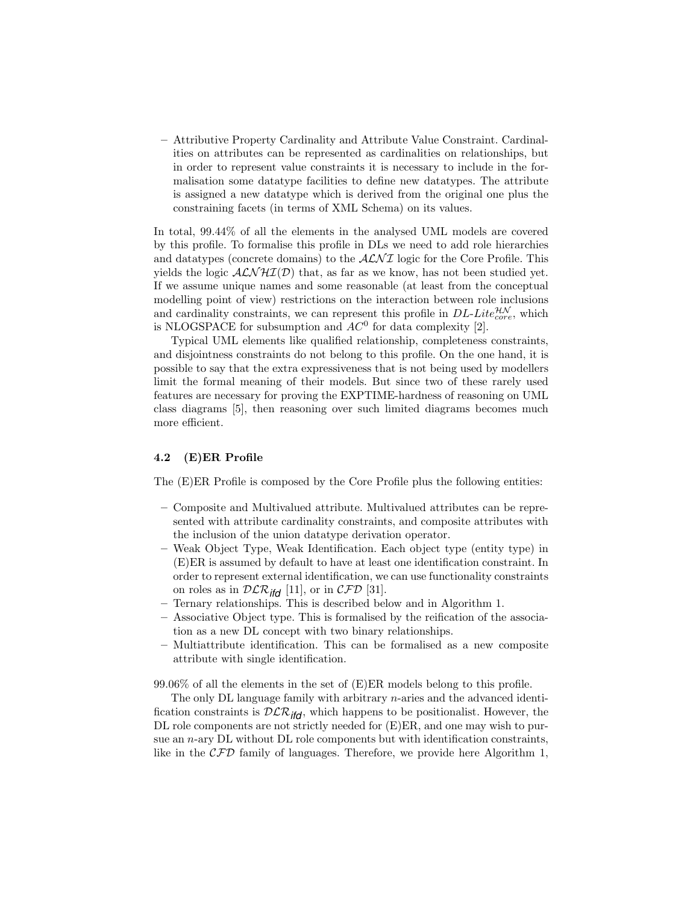– Attributive Property Cardinality and Attribute Value Constraint. Cardinalities on attributes can be represented as cardinalities on relationships, but in order to represent value constraints it is necessary to include in the formalisation some datatype facilities to define new datatypes. The attribute is assigned a new datatype which is derived from the original one plus the constraining facets (in terms of XML Schema) on its values.

In total, 99.44% of all the elements in the analysed UML models are covered by this profile. To formalise this profile in DLs we need to add role hierarchies and datatypes (concrete domains) to the $\mathcal{ALNI}$ logic for the Core Profile. This yields the logic $\mathcal{ALNHI}(\mathcal{D})$ that, as far as we know, has not been studied yet. If we assume unique names and some reasonable (at least from the conceptual modelling point of view) restrictions on the interaction between role inclusions and cardinality constraints, we can represent this profile in $DL\text{-}Lite_{core}^{\mathcal{HN}}$, which is NLOGSPACE for subsumption and $AC^0$ for data complexity [2].

Typical UML elements like qualified relationship, completeness constraints, and disjointness constraints do not belong to this profile. On the one hand, it is possible to say that the extra expressiveness that is not being used by modellers limit the formal meaning of their models. But since two of these rarely used features are necessary for proving the EXPTIME-hardness of reasoning on UML class diagrams [5], then reasoning over such limited diagrams becomes much more efficient.

### 4.2 (E)ER Profile

The (E)ER Profile is composed by the Core Profile plus the following entities:

– Composite and Multivalued attribute. Multivalued attributes can be represented with attribute cardinality constraints, and composite attributes with the inclusion of the union datatype derivation operator.
– Weak Object Type, Weak Identification. Each object type (entity type) in (E)ER is assumed by default to have at least one identification constraint. In order to represent external identification, we can use functionality constraints on roles as in $\mathcal{DLR}_{\mathit{ifd}}$ [11], or in $\mathcal{CFD}$ [31].
– Ternary relationships. This is described below and in Algorithm 1.
– Associative Object type. This is formalised by the reification of the association as a new DL concept with two binary relationships.
– Multiattribute identification. This can be formalised as a new composite attribute with single identification.

99.06% of all the elements in the set of (E)ER models belong to this profile.

The only DL language family with arbitrary $n$-aries and the advanced identification constraints is $\mathcal{DLR}_{\mathit{ifd}}$, which happens to be positionalist. However, the DL role components are not strictly needed for (E)ER, and one may wish to pursue an $n$-ary DL without DL role components but with identification constraints, like in the $\mathcal{CFD}$ family of languages. Therefore, we provide here Algorithm 1,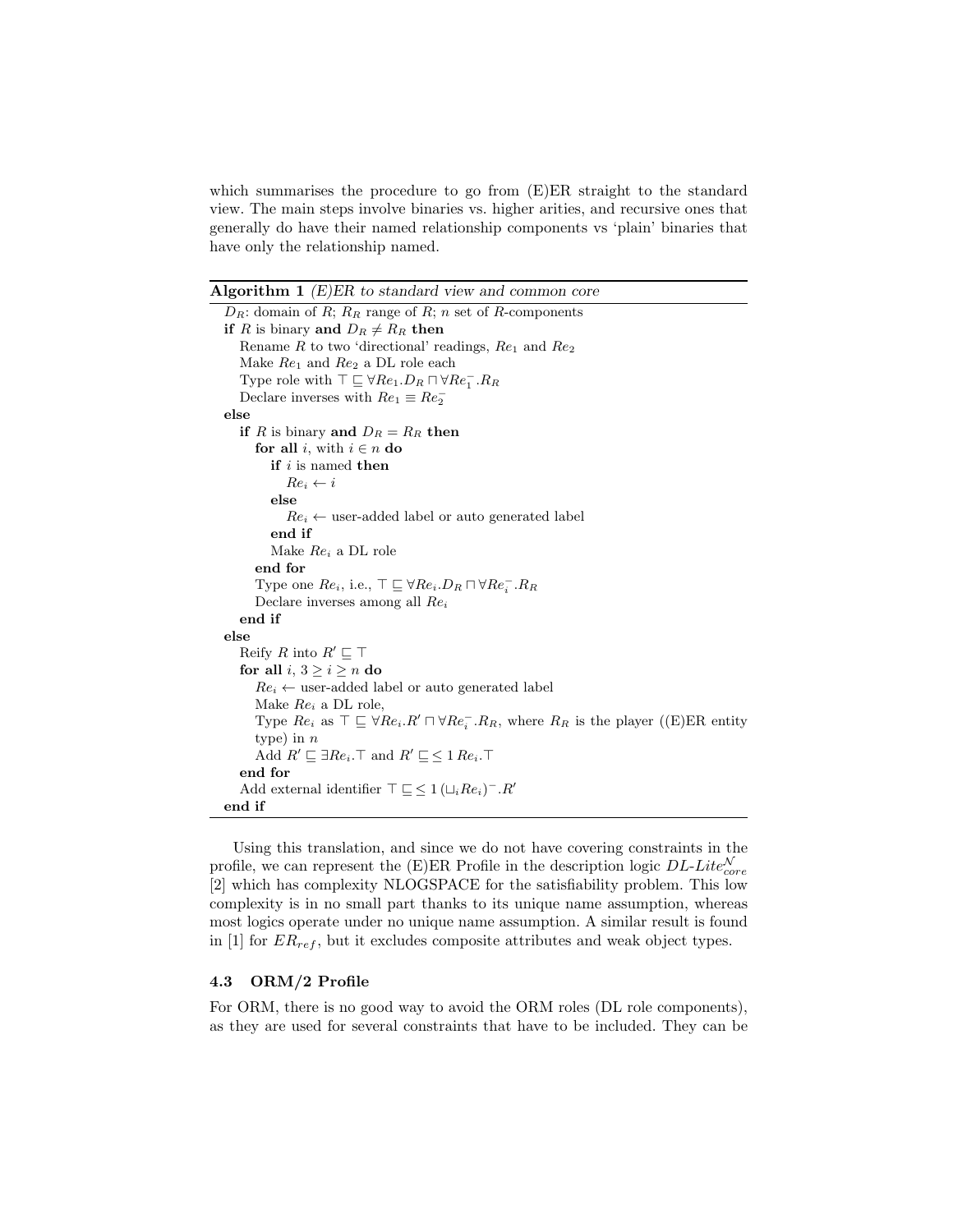which summarises the procedure to go from (E)ER straight to the standard view. The main steps involve binaries vs. higher arities, and recursive ones that generally do have their named relationship components vs 'plain' binaries that have only the relationship named.

**Algorithm 1** *(E)ER to standard view and common core*

```
D_R: domain of R; R_R range of R; n set of R-components
if R is binary and D_R ≠ R_R then
   Rename R to two 'directional' readings, Re_1 and Re_2
   Make Re_1 and Re_2 a DL role each
   Type role with ⊤ ⊑ ∀Re_1.D_R ⊓ ∀Re_1^-.R_R
   Declare inverses with Re_1 ≡ Re_2^-
else
   if R is binary and D_R = R_R then
      for all i, with i ∈ n do
         if i is named then
            Re_i ← i
         else
            Re_i ← user-added label or auto generated label
         end if
         Make Re_i a DL role
      end for
      Type one Re_i, i.e., ⊤ ⊑ ∀Re_i.D_R ⊓ ∀Re_i^-.R_R
      Declare inverses among all Re_i
   end if
else
   Reify R into R' ⊑ ⊤
   for all i, 3 ≥ i ≥ n do
      Re_i ← user-added label or auto generated label
      Make Re_i a DL role,
      Type Re_i as ⊤ ⊑ ∀Re_i.R' ⊓ ∀Re_i^-.R_R, where R_R is the player ((E)ER entity
      type) in n
      Add R' ⊑ ∃Re_i.⊤ and R' ⊑ ≤ 1 Re_i.⊤
   end for
   Add external identifier ⊤ ⊑ ≤ 1 (⊔_i Re_i)^-.R'
end if
```

Using this translation, and since we do not have covering constraints in the profile, we can represent the (E)ER Profile in the description logic $DL\text{-}Lite^{\mathcal{N}}_{core}$ [2] which has complexity NLOGSPACE for the satisfiability problem. This low complexity is in no small part thanks to its unique name assumption, whereas most logics operate under no unique name assumption. A similar result is found in [1] for $ER_{ref}$, but it excludes composite attributes and weak object types.

### 4.3 ORM/2 Profile

For ORM, there is no good way to avoid the ORM roles (DL role components), as they are used for several constraints that have to be included. They can be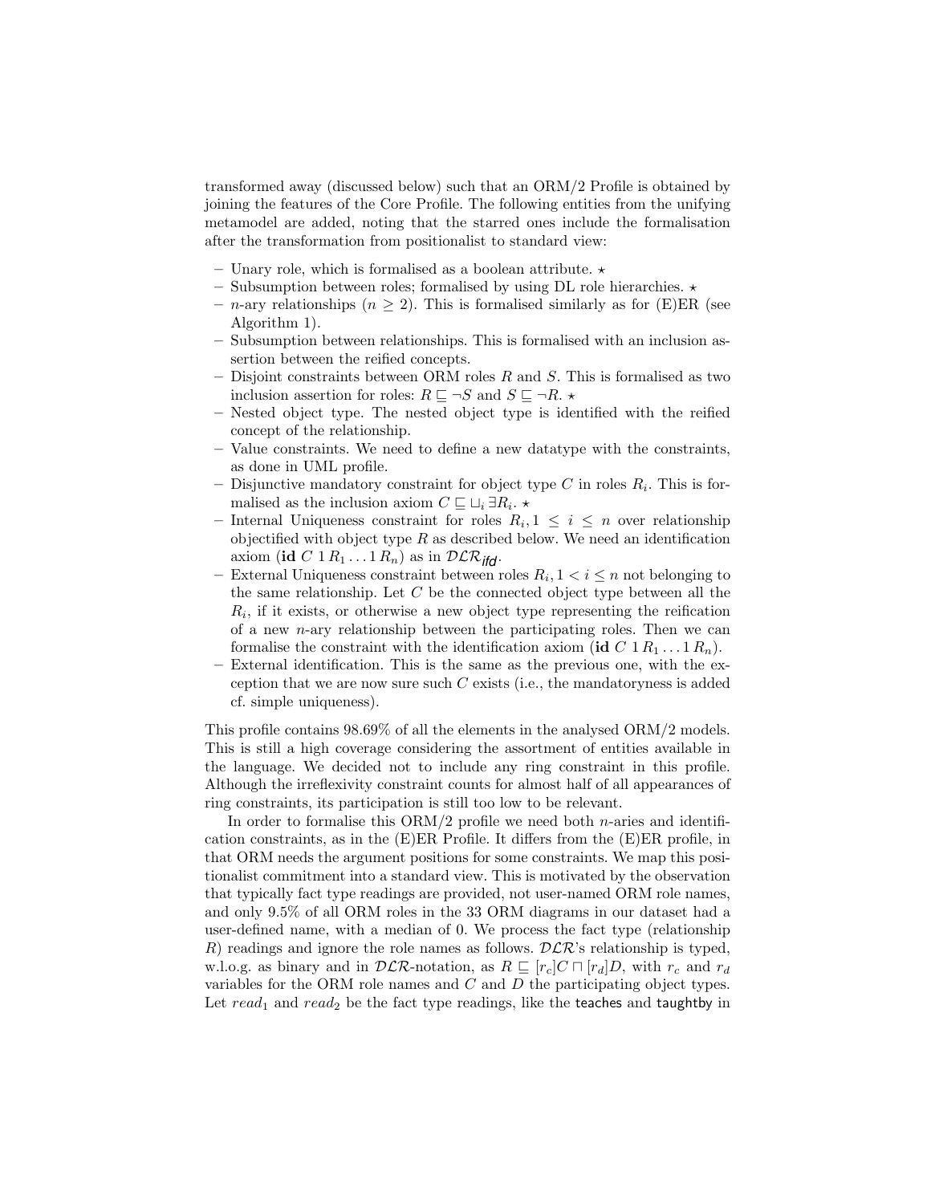transformed away (discussed below) such that an ORM/2 Profile is obtained by joining the features of the Core Profile. The following entities from the unifying metamodel are added, noting that the starred ones include the formalisation after the transformation from positionalist to standard view:

- Unary role, which is formalised as a boolean attribute. ⋆
- Subsumption between roles; formalised by using DL role hierarchies. ⋆
- $n$-ary relationships ($n \geq 2$). This is formalised similarly as for (E)ER (see Algorithm 1).
- Subsumption between relationships. This is formalised with an inclusion assertion between the reified concepts.
- Disjoint constraints between ORM roles $R$ and $S$. This is formalised as two inclusion assertion for roles: $R \sqsubseteq \neg S$ and $S \sqsubseteq \neg R$. ⋆
- Nested object type. The nested object type is identified with the reified concept of the relationship.
- Value constraints. We need to define a new datatype with the constraints, as done in UML profile.
- Disjunctive mandatory constraint for object type $C$ in roles $R_i$. This is formalised as the inclusion axiom $C \sqsubseteq \sqcup_i \exists R_i$. ⋆
- Internal Uniqueness constraint for roles $R_i, 1 \leq i \leq n$ over relationship objectified with object type $R$ as described below. We need an identification axiom ($\mathbf{id}\ C\ 1\, R_1 \ldots 1\, R_n$) as in $\mathcal{DLR}_{\mathit{ifd}}$.
- External Uniqueness constraint between roles $R_i, 1 < i \leq n$ not belonging to the same relationship. Let $C$ be the connected object type between all the $R_i$, if it exists, or otherwise a new object type representing the reification of a new $n$-ary relationship between the participating roles. Then we can formalise the constraint with the identification axiom ($\mathbf{id}\ C\ 1\, R_1 \ldots 1\, R_n$).
- External identification. This is the same as the previous one, with the exception that we are now sure such $C$ exists (i.e., the mandatoryness is added cf. simple uniqueness).

This profile contains 98.69% of all the elements in the analysed ORM/2 models. This is still a high coverage considering the assortment of entities available in the language. We decided not to include any ring constraint in this profile. Although the irreflexivity constraint counts for almost half of all appearances of ring constraints, its participation is still too low to be relevant.

In order to formalise this ORM/2 profile we need both $n$-aries and identification constraints, as in the (E)ER Profile. It differs from the (E)ER profile, in that ORM needs the argument positions for some constraints. We map this positionalist commitment into a standard view. This is motivated by the observation that typically fact type readings are provided, not user-named ORM role names, and only 9.5% of all ORM roles in the 33 ORM diagrams in our dataset had a user-defined name, with a median of 0. We process the fact type (relationship $R$) readings and ignore the role names as follows. $\mathcal{DLR}$'s relationship is typed, w.l.o.g. as binary and in $\mathcal{DLR}$-notation, as $R \sqsubseteq [r_c]C \sqcap [r_d]D$, with $r_c$ and $r_d$ variables for the ORM role names and $C$ and $D$ the participating object types. Let $read_1$ and $read_2$ be the fact type readings, like the teaches and taughtby in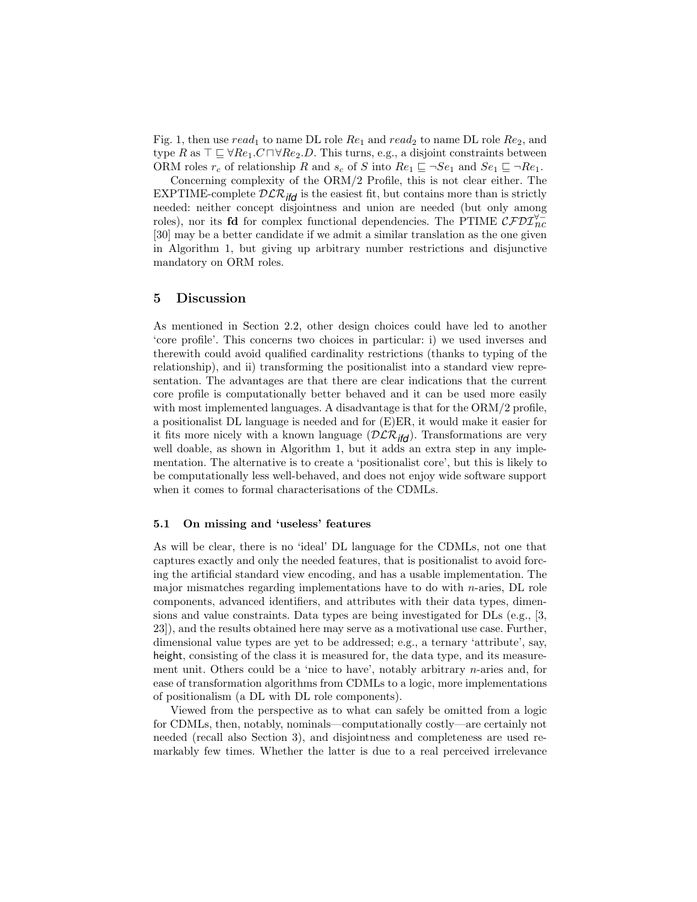Fig. 1, then use $read_1$ to name DL role $Re_1$ and $read_2$ to name DL role $Re_2$, and type $R$ as $\top \sqsubseteq \forall Re_1.C \sqcap \forall Re_2.D$. This turns, e.g., a disjoint constraints between ORM roles $r_c$ of relationship $R$ and $s_c$ of $S$ into $Re_1 \sqsubseteq \neg Se_1$ and $Se_1 \sqsubseteq \neg Re_1$.

Concerning complexity of the ORM/2 Profile, this is not clear either. The EXPTIME-complete $\mathcal{DLR}_{ifd}$ is the easiest fit, but contains more than is strictly needed: neither concept disjointness and union are needed (but only among roles), nor its **fd** for complex functional dependencies. The PTIME $\mathcal{CFDI}_{nc}^{\forall-}$ [30] may be a better candidate if we admit a similar translation as the one given in Algorithm 1, but giving up arbitrary number restrictions and disjunctive mandatory on ORM roles.

## 5 Discussion

As mentioned in Section 2.2, other design choices could have led to another 'core profile'. This concerns two choices in particular: i) we used inverses and therewith could avoid qualified cardinality restrictions (thanks to typing of the relationship), and ii) transforming the positionalist into a standard view representation. The advantages are that there are clear indications that the current core profile is computationally better behaved and it can be used more easily with most implemented languages. A disadvantage is that for the ORM/2 profile, a positionalist DL language is needed and for (E)ER, it would make it easier for it fits more nicely with a known language ($\mathcal{DLR}_{ifd}$). Transformations are very well doable, as shown in Algorithm 1, but it adds an extra step in any implementation. The alternative is to create a 'positionalist core', but this is likely to be computationally less well-behaved, and does not enjoy wide software support when it comes to formal characterisations of the CDMLs.

### 5.1 On missing and 'useless' features

As will be clear, there is no 'ideal' DL language for the CDMLs, not one that captures exactly and only the needed features, that is positionalist to avoid forcing the artificial standard view encoding, and has a usable implementation. The major mismatches regarding implementations have to do with $n$-aries, DL role components, advanced identifiers, and attributes with their data types, dimensions and value constraints. Data types are being investigated for DLs (e.g., [3, 23]), and the results obtained here may serve as a motivational use case. Further, dimensional value types are yet to be addressed; e.g., a ternary 'attribute', say, height, consisting of the class it is measured for, the data type, and its measurement unit. Others could be a 'nice to have', notably arbitrary $n$-aries and, for ease of transformation algorithms from CDMLs to a logic, more implementations of positionalism (a DL with DL role components).

Viewed from the perspective as to what can safely be omitted from a logic for CDMLs, then, notably, nominals—computationally costly—are certainly not needed (recall also Section 3), and disjointness and completeness are used remarkably few times. Whether the latter is due to a real perceived irrelevance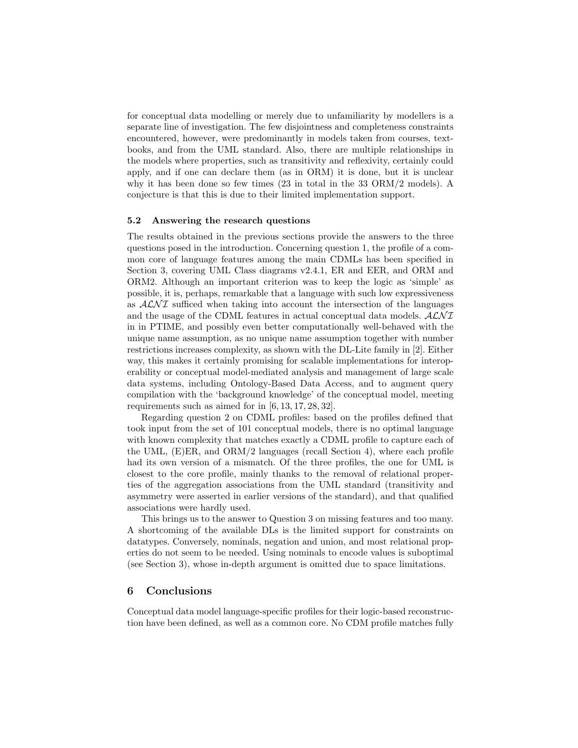for conceptual data modelling or merely due to unfamiliarity by modellers is a separate line of investigation. The few disjointness and completeness constraints encountered, however, were predominantly in models taken from courses, textbooks, and from the UML standard. Also, there are multiple relationships in the models where properties, such as transitivity and reflexivity, certainly could apply, and if one can declare them (as in ORM) it is done, but it is unclear why it has been done so few times (23 in total in the 33 ORM/2 models). A conjecture is that this is due to their limited implementation support.

### 5.2 Answering the research questions

The results obtained in the previous sections provide the answers to the three questions posed in the introduction. Concerning question 1, the profile of a common core of language features among the main CDMLs has been specified in Section 3, covering UML Class diagrams v2.4.1, ER and EER, and ORM and ORM2. Although an important criterion was to keep the logic as 'simple' as possible, it is, perhaps, remarkable that a language with such low expressiveness as $\mathcal{ALNI}$ sufficed when taking into account the intersection of the languages and the usage of the CDML features in actual conceptual data models. $\mathcal{ALNI}$ in in PTIME, and possibly even better computationally well-behaved with the unique name assumption, as no unique name assumption together with number restrictions increases complexity, as shown with the DL-Lite family in [2]. Either way, this makes it certainly promising for scalable implementations for interoperability or conceptual model-mediated analysis and management of large scale data systems, including Ontology-Based Data Access, and to augment query compilation with the 'background knowledge' of the conceptual model, meeting requirements such as aimed for in [6, 13, 17, 28, 32].

Regarding question 2 on CDML profiles: based on the profiles defined that took input from the set of 101 conceptual models, there is no optimal language with known complexity that matches exactly a CDML profile to capture each of the UML, (E)ER, and ORM/2 languages (recall Section 4), where each profile had its own version of a mismatch. Of the three profiles, the one for UML is closest to the core profile, mainly thanks to the removal of relational properties of the aggregation associations from the UML standard (transitivity and asymmetry were asserted in earlier versions of the standard), and that qualified associations were hardly used.

This brings us to the answer to Question 3 on missing features and too many. A shortcoming of the available DLs is the limited support for constraints on datatypes. Conversely, nominals, negation and union, and most relational properties do not seem to be needed. Using nominals to encode values is suboptimal (see Section 3), whose in-depth argument is omitted due to space limitations.

## 6 Conclusions

Conceptual data model language-specific profiles for their logic-based reconstruction have been defined, as well as a common core. No CDM profile matches fully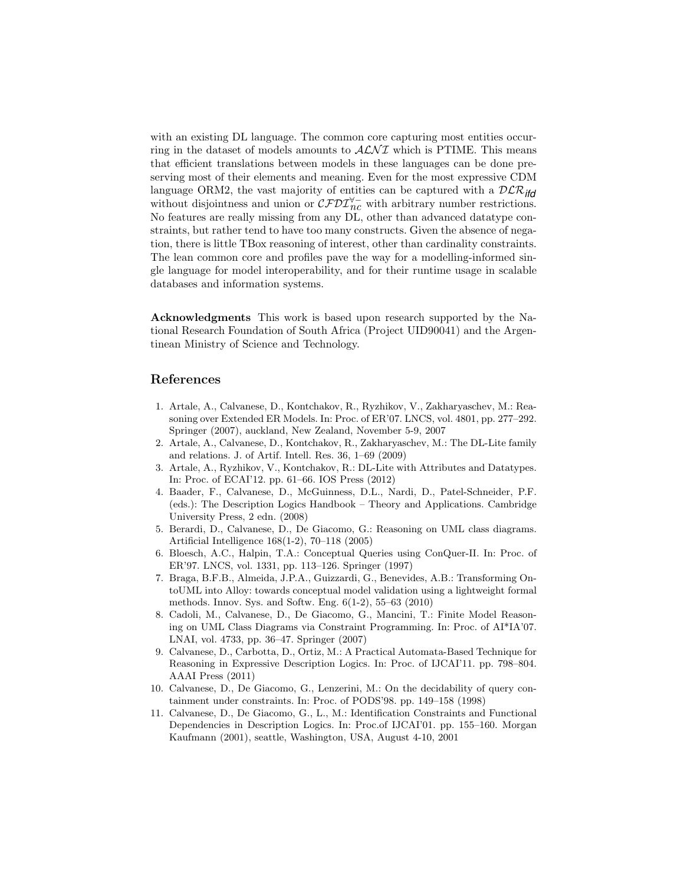with an existing DL language. The common core capturing most entities occurring in the dataset of models amounts to $\mathcal{ALNI}$ which is PTIME. This means that efficient translations between models in these languages can be done preserving most of their elements and meaning. Even for the most expressive CDM language ORM2, the vast majority of entities can be captured with a $\mathcal{DLR}_{\mathit{ifd}}$ without disjointness and union or $\mathcal{CFDI}_{nc}^{\forall -}$ with arbitrary number restrictions. No features are really missing from any DL, other than advanced datatype constraints, but rather tend to have too many constructs. Given the absence of negation, there is little TBox reasoning of interest, other than cardinality constraints. The lean common core and profiles pave the way for a modelling-informed single language for model interoperability, and for their runtime usage in scalable databases and information systems.

**Acknowledgments** This work is based upon research supported by the National Research Foundation of South Africa (Project UID90041) and the Argentinean Ministry of Science and Technology.

## References

1. Artale, A., Calvanese, D., Kontchakov, R., Ryzhikov, V., Zakharyaschev, M.: Reasoning over Extended ER Models. In: Proc. of ER'07. LNCS, vol. 4801, pp. 277–292. Springer (2007), auckland, New Zealand, November 5-9, 2007
2. Artale, A., Calvanese, D., Kontchakov, R., Zakharyaschev, M.: The DL-Lite family and relations. J. of Artif. Intell. Res. 36, 1–69 (2009)
3. Artale, A., Ryzhikov, V., Kontchakov, R.: DL-Lite with Attributes and Datatypes. In: Proc. of ECAI'12. pp. 61–66. IOS Press (2012)
4. Baader, F., Calvanese, D., McGuinness, D.L., Nardi, D., Patel-Schneider, P.F. (eds.): The Description Logics Handbook – Theory and Applications. Cambridge University Press, 2 edn. (2008)
5. Berardi, D., Calvanese, D., De Giacomo, G.: Reasoning on UML class diagrams. Artificial Intelligence 168(1-2), 70–118 (2005)
6. Bloesch, A.C., Halpin, T.A.: Conceptual Queries using ConQuer-II. In: Proc. of ER'97. LNCS, vol. 1331, pp. 113–126. Springer (1997)
7. Braga, B.F.B., Almeida, J.P.A., Guizzardi, G., Benevides, A.B.: Transforming OntoUML into Alloy: towards conceptual model validation using a lightweight formal methods. Innov. Sys. and Softw. Eng. 6(1-2), 55–63 (2010)
8. Cadoli, M., Calvanese, D., De Giacomo, G., Mancini, T.: Finite Model Reasoning on UML Class Diagrams via Constraint Programming. In: Proc. of AI*IA'07. LNAI, vol. 4733, pp. 36–47. Springer (2007)
9. Calvanese, D., Carbotta, D., Ortiz, M.: A Practical Automata-Based Technique for Reasoning in Expressive Description Logics. In: Proc. of IJCAI'11. pp. 798–804. AAAI Press (2011)
10. Calvanese, D., De Giacomo, G., Lenzerini, M.: On the decidability of query containment under constraints. In: Proc. of PODS'98. pp. 149–158 (1998)
11. Calvanese, D., De Giacomo, G., L., M.: Identification Constraints and Functional Dependencies in Description Logics. In: Proc.of IJCAI'01. pp. 155–160. Morgan Kaufmann (2001), seattle, Washington, USA, August 4-10, 2001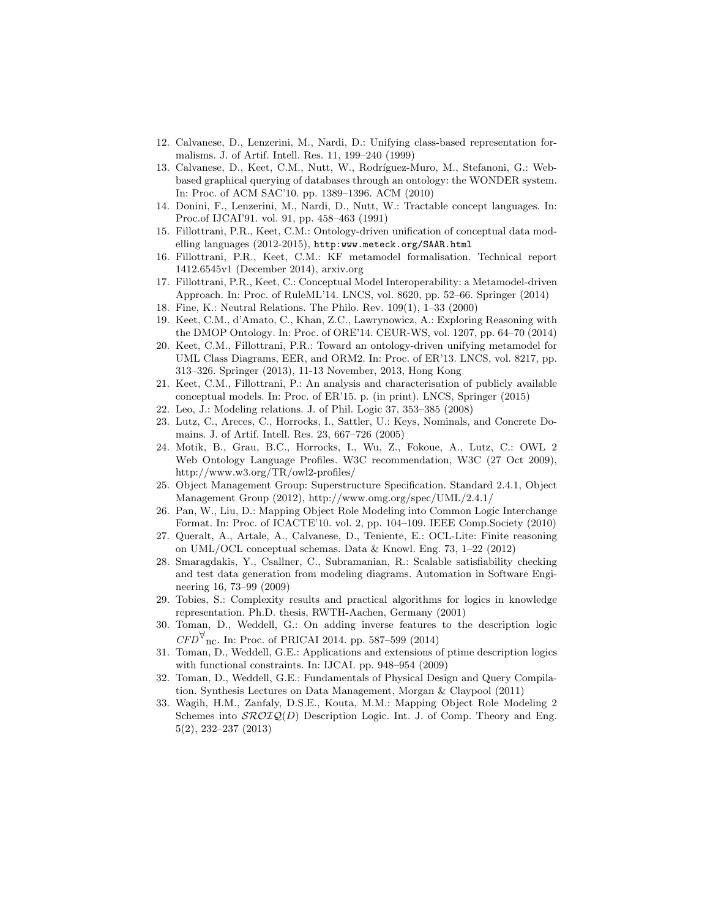12. Calvanese, D., Lenzerini, M., Nardi, D.: Unifying class-based representation formalisms. J. of Artif. Intell. Res. 11, 199–240 (1999)
13. Calvanese, D., Keet, C.M., Nutt, W., Rodríguez-Muro, M., Stefanoni, G.: Web-based graphical querying of databases through an ontology: the WONDER system. In: Proc. of ACM SAC'10. pp. 1389–1396. ACM (2010)
14. Donini, F., Lenzerini, M., Nardi, D., Nutt, W.: Tractable concept languages. In: Proc.of IJCAI'91. vol. 91, pp. 458–463 (1991)
15. Fillottrani, P.R., Keet, C.M.: Ontology-driven unification of conceptual data modelling languages (2012-2015), `http:www.meteck.org/SAAR.html`
16. Fillottrani, P.R., Keet, C.M.: KF metamodel formalisation. Technical report 1412.6545v1 (December 2014), arxiv.org
17. Fillottrani, P.R., Keet, C.: Conceptual Model Interoperability: a Metamodel-driven Approach. In: Proc. of RuleML'14. LNCS, vol. 8620, pp. 52–66. Springer (2014)
18. Fine, K.: Neutral Relations. The Philo. Rev. 109(1), 1–33 (2000)
19. Keet, C.M., d'Amato, C., Khan, Z.C., Lawrynowicz, A.: Exploring Reasoning with the DMOP Ontology. In: Proc. of ORE'14. CEUR-WS, vol. 1207, pp. 64–70 (2014)
20. Keet, C.M., Fillottrani, P.R.: Toward an ontology-driven unifying metamodel for UML Class Diagrams, EER, and ORM2. In: Proc. of ER'13. LNCS, vol. 8217, pp. 313–326. Springer (2013), 11-13 November, 2013, Hong Kong
21. Keet, C.M., Fillottrani, P.: An analysis and characterisation of publicly available conceptual models. In: Proc. of ER'15. p. (in print). LNCS, Springer (2015)
22. Leo, J.: Modeling relations. J. of Phil. Logic 37, 353–385 (2008)
23. Lutz, C., Areces, C., Horrocks, I., Sattler, U.: Keys, Nominals, and Concrete Domains. J. of Artif. Intell. Res. 23, 667–726 (2005)
24. Motik, B., Grau, B.C., Horrocks, I., Wu, Z., Fokoue, A., Lutz, C.: OWL 2 Web Ontology Language Profiles. W3C recommendation, W3C (27 Oct 2009), http://www.w3.org/TR/owl2-profiles/
25. Object Management Group: Superstructure Specification. Standard 2.4.1, Object Management Group (2012), http://www.omg.org/spec/UML/2.4.1/
26. Pan, W., Liu, D.: Mapping Object Role Modeling into Common Logic Interchange Format. In: Proc. of ICACTE'10. vol. 2, pp. 104–109. IEEE Comp.Society (2010)
27. Queralt, A., Artale, A., Calvanese, D., Teniente, E.: OCL-Lite: Finite reasoning on UML/OCL conceptual schemas. Data & Knowl. Eng. 73, 1–22 (2012)
28. Smaragdakis, Y., Csallner, C., Subramanian, R.: Scalable satisfiability checking and test data generation from modeling diagrams. Automation in Software Engineering 16, 73–99 (2009)
29. Tobies, S.: Complexity results and practical algorithms for logics in knowledge representation. Ph.D. thesis, RWTH-Aachen, Germany (2001)
30. Toman, D., Weddell, G.: On adding inverse features to the description logic $\mathcal{CFD}^{\forall}{}_{\mathrm{nc}}$. In: Proc. of PRICAI 2014. pp. 587–599 (2014)
31. Toman, D., Weddell, G.E.: Applications and extensions of ptime description logics with functional constraints. In: IJCAI. pp. 948–954 (2009)
32. Toman, D., Weddell, G.E.: Fundamentals of Physical Design and Query Compilation. Synthesis Lectures on Data Management, Morgan & Claypool (2011)
33. Wagih, H.M., Zanfaly, D.S.E., Kouta, M.M.: Mapping Object Role Modeling 2 Schemes into $\mathcal{SROIQ}(D)$ Description Logic. Int. J. of Comp. Theory and Eng. 5(2), 232–237 (2013)